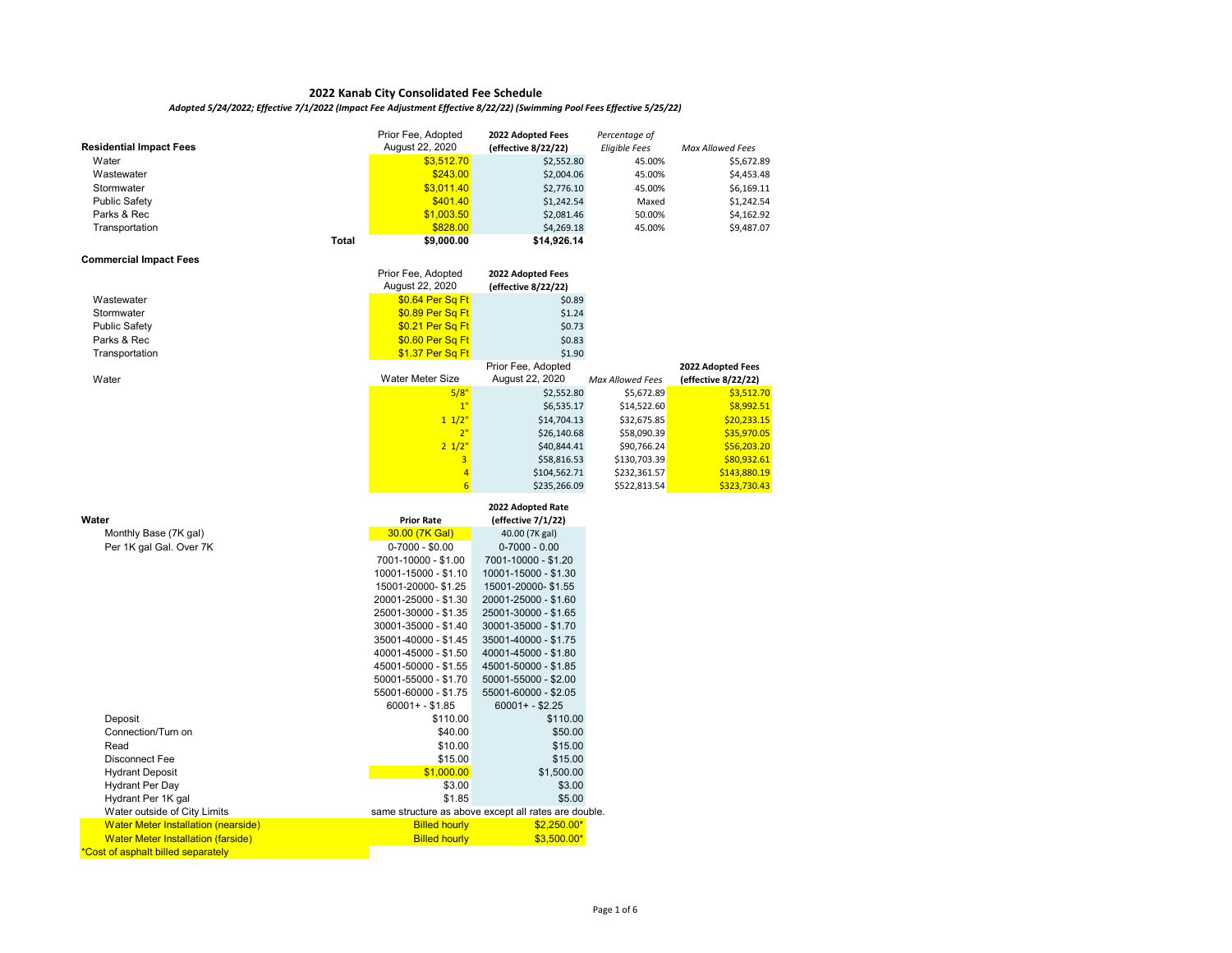# 2022 Kanab City Consolidated Fee Schedule

*Adopted 5/24/2022; Effective 7/1/2022 (Impact Fee Adjustment Effective 8/22/22) (Swimming Pool Fees Effective 5/25/22)*

| Residential Impact Fees | | Prior Fee, Adopted August 22, 2020 | 2022 Adopted Fees (effective 8/22/22) | *Percentage of Eligible Fees* | *Max Allowed Fees* |
|---|---|---|---|---|---|
| Water | | $3,512.70 | $2,552.80 | 45.00% | $5,672.89 |
| Wastewater | | $243.00 | $2,004.06 | 45.00% | $4,453.48 |
| Stormwater | | $3,011.40 | $2,776.10 | 45.00% | $6,169.11 |
| Public Safety | | $401.40 | $1,242.54 | Maxed | $1,242.54 |
| Parks & Rec | | $1,003.50 | $2,081.46 | 50.00% | $4,162.92 |
| Transportation | | $828.00 | $4,269.18 | 45.00% | $9,487.07 |
| | **Total** | **$9,000.00** | **$14,926.14** | | |

**Commercial Impact Fees**

| | Prior Fee, Adopted August 22, 2020 | 2022 Adopted Fees (effective 8/22/22) |
|---|---|---|
| Wastewater | $0.64 Per Sq Ft | $0.89 |
| Stormwater | $0.89 Per Sq Ft | $1.24 |
| Public Safety | $0.21 Per Sq Ft | $0.73 |
| Parks & Rec | $0.60 Per Sq Ft | $0.83 |
| Transportation | $1.37 Per Sq Ft | $1.90 |

| | Water Meter Size | Prior Fee, Adopted August 22, 2020 | *Max Allowed Fees* | 2022 Adopted Fees (effective 8/22/22) |
|---|---|---|---|---|
| Water | 5/8" | $2,552.80 | $5,672.89 | $3,512.70 |
| | 1" | $6,535.17 | $14,522.60 | $8,992.51 |
| | 1 1/2" | $14,704.13 | $32,675.85 | $20,233.15 |
| | 2" | $26,140.68 | $58,090.39 | $35,970.05 |
| | 2 1/2" | $40,844.41 | $90,766.24 | $56,203.20 |
| | 3 | $58,816.53 | $130,703.39 | $80,932.61 |
| | 4 | $104,562.71 | $232,361.57 | $143,880.19 |
| | 6 | $235,266.09 | $522,813.54 | $323,730.43 |

| Water | Prior Rate | 2022 Adopted Rate (effective 7/1/22) |
|---|---|---|
| Monthly Base (7K gal) | 30.00 (7K Gal) | 40.00 (7K gal) |
| Per 1K gal Gal. Over 7K | 0-7000 - $0.00 | 0-7000 - 0.00 |
| | 7001-10000 - $1.00 | 7001-10000 - $1.20 |
| | 10001-15000 - $1.10 | 10001-15000 - $1.30 |
| | 15001-20000- $1.25 | 15001-20000- $1.55 |
| | 20001-25000 - $1.30 | 20001-25000 - $1.60 |
| | 25001-30000 - $1.35 | 25001-30000 - $1.65 |
| | 30001-35000 - $1.40 | 30001-35000 - $1.70 |
| | 35001-40000 - $1.45 | 35001-40000 - $1.75 |
| | 40001-45000 - $1.50 | 40001-45000 - $1.80 |
| | 45001-50000 - $1.55 | 45001-50000 - $1.85 |
| | 50001-55000 - $1.70 | 50001-55000 - $2.00 |
| | 55001-60000 - $1.75 | 55001-60000 - $2.05 |
| | 60001+ - $1.85 | 60001+ - $2.25 |
| Deposit | $110.00 | $110.00 |
| Connection/Turn on | $40.00 | $50.00 |
| Read | $10.00 | $15.00 |
| Disconnect Fee | $15.00 | $15.00 |
| Hydrant Deposit | $1,000.00 | $1,500.00 |
| Hydrant Per Day | $3.00 | $3.00 |
| Hydrant Per 1K gal | $1.85 | $5.00 |
| Water outside of City Limits | same structure as above except all rates are double. | |
| Water Meter Installation (nearside) | Billed hourly | $2,250.00* |
| Water Meter Installation (farside) | Billed hourly | $3,500.00* |

*Cost of asphalt billed separately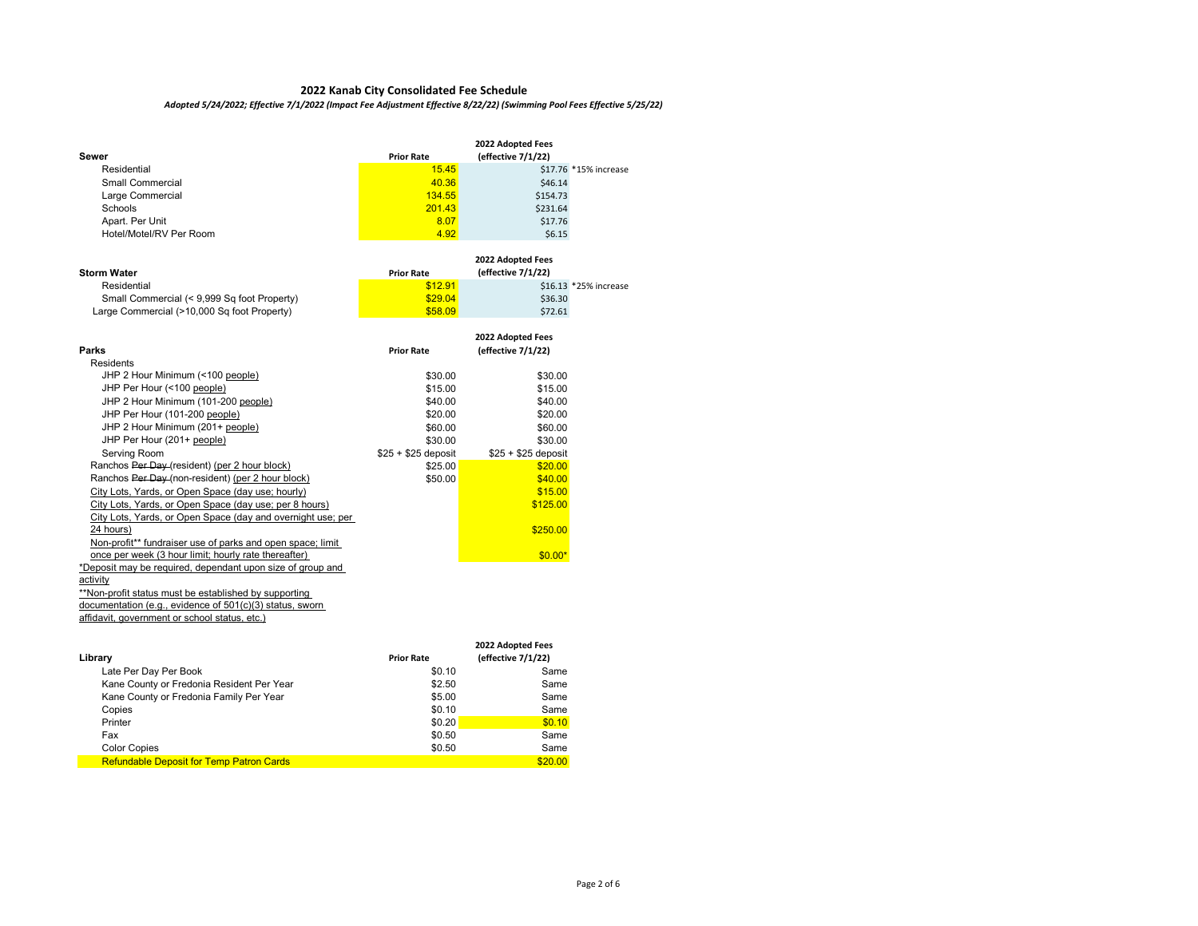## 2022 Kanab City Consolidated Fee Schedule

*Adopted 5/24/2022; Effective 7/1/2022 (Impact Fee Adjustment Effective 8/22/22) (Swimming Pool Fees Effective 5/25/22)*

| Sewer | Prior Rate | 2022 Adopted Fees (effective 7/1/22) | |
|---|---|---|---|
| Residential | 15.45 | $17.76 | *15% increase |
| Small Commercial | 40.36 | $46.14 | |
| Large Commercial | 134.55 | $154.73 | |
| Schools | 201.43 | $231.64 | |
| Apart. Per Unit | 8.07 | $17.76 | |
| Hotel/Motel/RV Per Room | 4.92 | $6.15 | |

| Storm Water | Prior Rate | 2022 Adopted Fees (effective 7/1/22) | |
|---|---|---|---|
| Residential | $12.91 | $16.13 | *25% increase |
| Small Commercial (< 9,999 Sq foot Property) | $29.04 | $36.30 | |
| Large Commercial (>10,000 Sq foot Property) | $58.09 | $72.61 | |

| Parks | Prior Rate | 2022 Adopted Fees (effective 7/1/22) |
|---|---|---|
| Residents | | |
| JHP 2 Hour Minimum (<100 people) | $30.00 | $30.00 |
| JHP Per Hour (<100 people) | $15.00 | $15.00 |
| JHP 2 Hour Minimum (101-200 people) | $40.00 | $40.00 |
| JHP Per Hour (101-200 people) | $20.00 | $20.00 |
| JHP 2 Hour Minimum (201+ people) | $60.00 | $60.00 |
| JHP Per Hour (201+ people) | $30.00 | $30.00 |
| Serving Room | $25 + $25 deposit | $25 + $25 deposit |
| Ranchos ~~Per Day~~ (resident) (per 2 hour block) | $25.00 | $20.00 |
| Ranchos ~~Per Day~~ (non-resident) (per 2 hour block) | $50.00 | $40.00 |
| City Lots, Yards, or Open Space (day use; hourly) | | $15.00 |
| City Lots, Yards, or Open Space (day use; per 8 hours) | | $125.00 |
| City Lots, Yards, or Open Space (day and overnight use; per 24 hours) | | $250.00 |
| Non-profit** fundraiser use of parks and open space; limit once per week (3 hour limit; hourly rate thereafter) | | $0.00* |

*Deposit may be required, dependant upon size of group and activity

**Non-profit status must be established by supporting documentation (e.g., evidence of 501(c)(3) status, sworn affidavit, government or school status, etc.)

| Library | Prior Rate | 2022 Adopted Fees (effective 7/1/22) |
|---|---|---|
| Late Per Day Per Book | $0.10 | Same |
| Kane County or Fredonia Resident Per Year | $2.50 | Same |
| Kane County or Fredonia Family Per Year | $5.00 | Same |
| Copies | $0.10 | Same |
| Printer | $0.20 | $0.10 |
| Fax | $0.50 | Same |
| Color Copies | $0.50 | Same |
| Refundable Deposit for Temp Patron Cards | | $20.00 |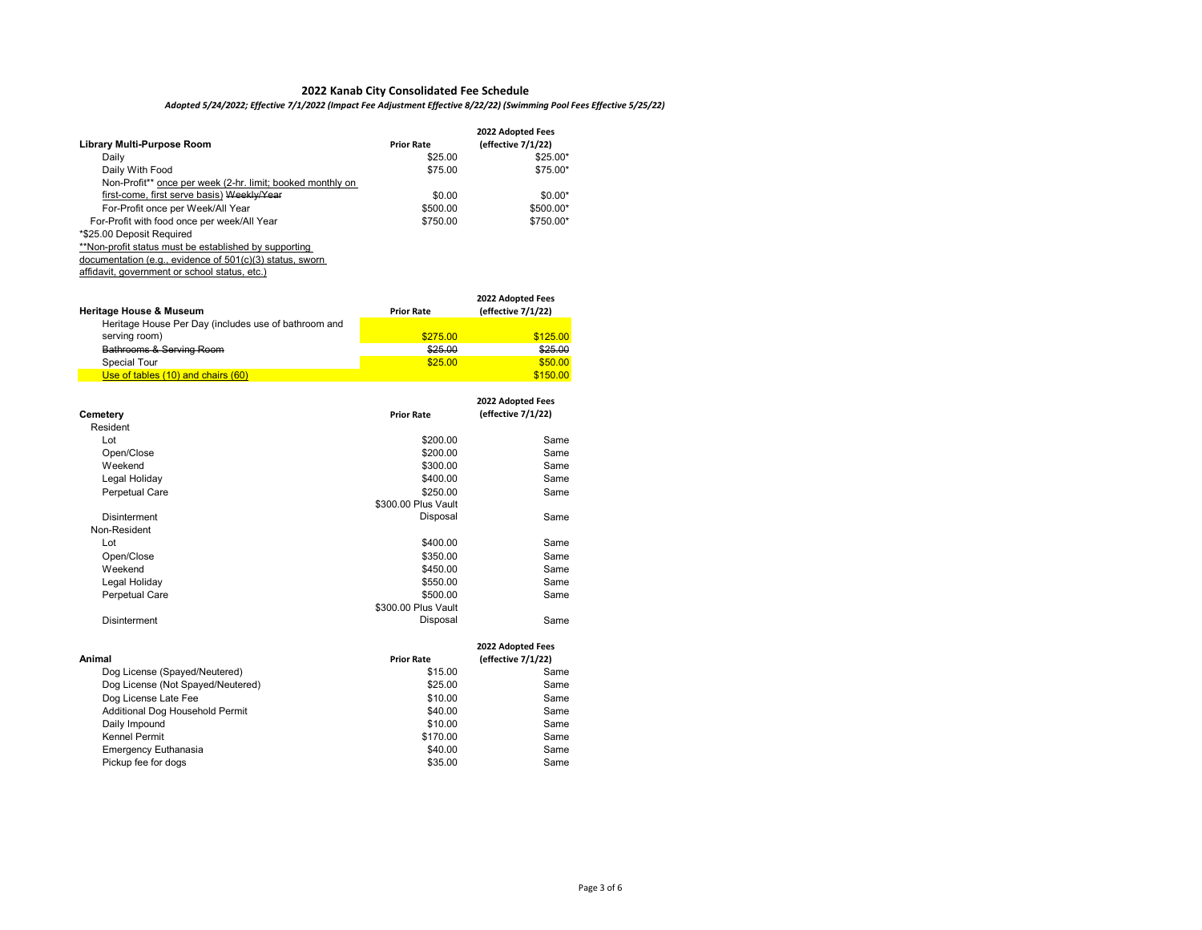# 2022 Kanab City Consolidated Fee Schedule

*Adopted 5/24/2022; Effective 7/1/2022 (Impact Fee Adjustment Effective 8/22/22) (Swimming Pool Fees Effective 5/25/22)*

| Library Multi-Purpose Room | Prior Rate | 2022 Adopted Fees (effective 7/1/22) |
| --- | --- | --- |
| Daily | $25.00 | $25.00* |
| Daily With Food | $75.00 | $75.00* |
| Non-Profit** once per week (2-hr. limit; booked monthly on first-come, first serve basis) ~~Weekly/Year~~ | $0.00 | $0.00* |
| For-Profit once per Week/All Year | $500.00 | $500.00* |
| For-Profit with food once per week/All Year | $750.00 | $750.00* |

*$25.00 Deposit Required

**Non-profit status must be established by supporting documentation (e.g., evidence of 501(c)(3) status, sworn affidavit, government or school status, etc.)

| Heritage House & Museum | Prior Rate | 2022 Adopted Fees (effective 7/1/22) |
| --- | --- | --- |
| Heritage House Per Day (includes use of bathroom and serving room) | $275.00 | $125.00 |
| ~~Bathrooms & Serving Room~~ | ~~$25.00~~ | ~~$25.00~~ |
| Special Tour | $25.00 | $50.00 |
| Use of tables (10) and chairs (60) | | $150.00 |

| Cemetery | Prior Rate | 2022 Adopted Fees (effective 7/1/22) |
| --- | --- | --- |
| Resident | | |
| Lot | $200.00 | Same |
| Open/Close | $200.00 | Same |
| Weekend | $300.00 | Same |
| Legal Holiday | $400.00 | Same |
| Perpetual Care | $250.00 | Same |
| Disinterment | $300.00 Plus Vault Disposal | Same |
| Non-Resident | | |
| Lot | $400.00 | Same |
| Open/Close | $350.00 | Same |
| Weekend | $450.00 | Same |
| Legal Holiday | $550.00 | Same |
| Perpetual Care | $500.00 | Same |
| Disinterment | $300.00 Plus Vault Disposal | Same |

| Animal | Prior Rate | 2022 Adopted Fees (effective 7/1/22) |
| --- | --- | --- |
| Dog License (Spayed/Neutered) | $15.00 | Same |
| Dog License (Not Spayed/Neutered) | $25.00 | Same |
| Dog License Late Fee | $10.00 | Same |
| Additional Dog Household Permit | $40.00 | Same |
| Daily Impound | $10.00 | Same |
| Kennel Permit | $170.00 | Same |
| Emergency Euthanasia | $40.00 | Same |
| Pickup fee for dogs | $35.00 | Same |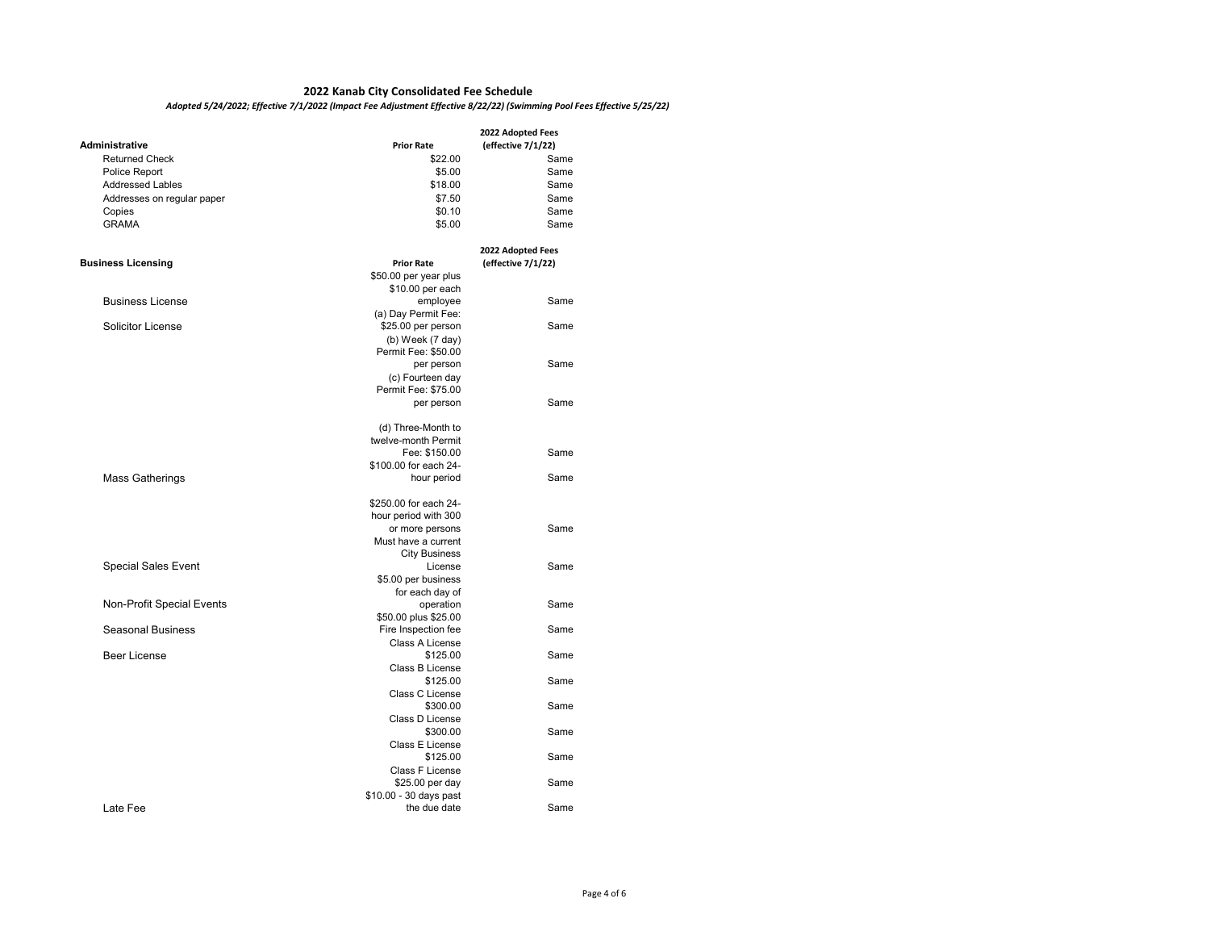## 2022 Kanab City Consolidated Fee Schedule

*Adopted 5/24/2022; Effective 7/1/2022 (Impact Fee Adjustment Effective 8/22/22) (Swimming Pool Fees Effective 5/25/22)*

| Administrative | Prior Rate | 2022 Adopted Fees (effective 7/1/22) |
|---|---|---|
| Returned Check | $22.00 | Same |
| Police Report | $5.00 | Same |
| Addressed Lables | $18.00 | Same |
| Addresses on regular paper | $7.50 | Same |
| Copies | $0.10 | Same |
| GRAMA | $5.00 | Same |

| Business Licensing | Prior Rate | 2022 Adopted Fees (effective 7/1/22) |
|---|---|---|
| Business License | $50.00 per year plus $10.00 per each employee | Same |
| Solicitor License | (a) Day Permit Fee: $25.00 per person | Same |
| | (b) Week (7 day) Permit Fee: $50.00 per person | Same |
| | (c) Fourteen day Permit Fee: $75.00 per person | Same |
| | (d) Three-Month to twelve-month Permit Fee: $150.00 | Same |
| Mass Gatherings | $100.00 for each 24-hour period | Same |
| | $250.00 for each 24-hour period with 300 or more persons | Same |
| Special Sales Event | Must have a current City Business License | Same |
| Non-Profit Special Events | $5.00 per business for each day of operation | Same |
| Seasonal Business | $50.00 plus $25.00 Fire Inspection fee | Same |
| Beer License | Class A License $125.00 | Same |
| | Class B License $125.00 | Same |
| | Class C License $300.00 | Same |
| | Class D License $300.00 | Same |
| | Class E License $125.00 | Same |
| | Class F License $25.00 per day | Same |
| Late Fee | $10.00 - 30 days past the due date | Same |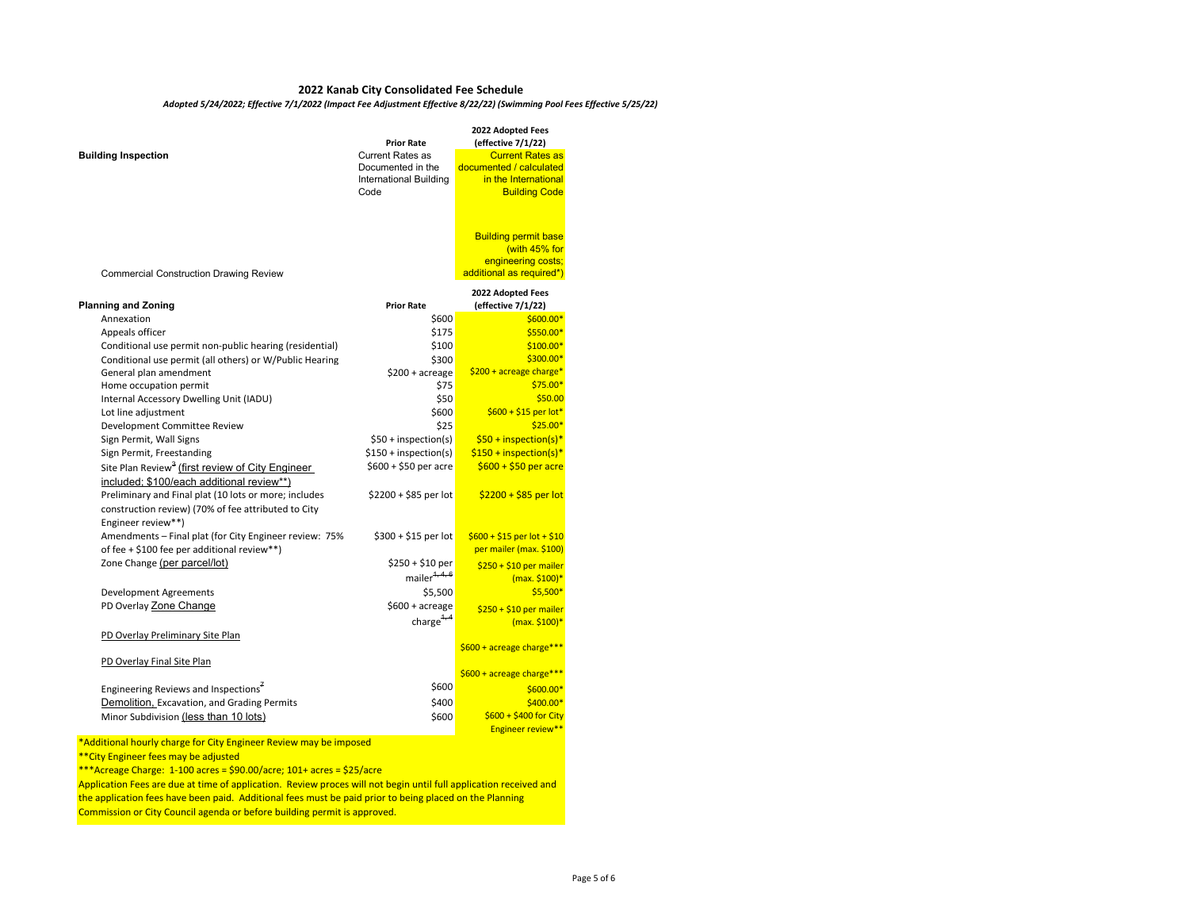## 2022 Kanab City Consolidated Fee Schedule

*Adopted 5/24/2022; Effective 7/1/2022 (Impact Fee Adjustment Effective 8/22/22) (Swimming Pool Fees Effective 5/25/22)*

| Building Inspection | Prior Rate | 2022 Adopted Fees (effective 7/1/22) |
|---|---|---|
| Building Inspection | Current Rates as Documented in the International Building Code | Current Rates as documented / calculated in the International Building Code |
| Commercial Construction Drawing Review | | Building permit base (with 45% for engineering costs; additional as required*) |

| Planning and Zoning | Prior Rate | 2022 Adopted Fees (effective 7/1/22) |
|---|---|---|
| Annexation | $600 | $600.00* |
| Appeals officer | $175 | $550.00* |
| Conditional use permit non-public hearing (residential) | $100 | $100.00* |
| Conditional use permit (all others) or W/Public Hearing | $300 | $300.00* |
| General plan amendment | $200 + acreage | $200 + acreage charge* |
| Home occupation permit | $75 | $75.00* |
| Internal Accessory Dwelling Unit (IADU) | $50 | $50.00 |
| Lot line adjustment | $600 | $600 + $15 per lot* |
| Development Committee Review | $25 | $25.00* |
| Sign Permit, Wall Signs | $50 + inspection(s) | $50 + inspection(s)* |
| Sign Permit, Freestanding | $150 + inspection(s) | $150 + inspection(s)* |
| Site Plan Review[3] (first review of City Engineer included; $100/each additional review**) | $600 + $50 per acre | $600 + $50 per acre |
| Preliminary and Final plat (10 lots or more; includes construction review) (70% of fee attributed to City Engineer review**) | $2200 + $85 per lot | $2200 + $85 per lot |
| Amendments – Final plat (for City Engineer review: 75% of fee + $100 fee per additional review**) | $300 + $15 per lot | $600 + $15 per lot + $10 per mailer (max. $100) |
| Zone Change (per parcel/lot) | $250 + $10 per mailer[1, 4, 6] | $250 + $10 per mailer (max. $100)* |
| Development Agreements | $5,500 | $5,500* |
| PD Overlay Zone Change | $600 + acreage charge[1, 4] | $250 + $10 per mailer (max. $100)* |
| PD Overlay Preliminary Site Plan | | $600 + acreage charge*** |
| PD Overlay Final Site Plan | | $600 + acreage charge*** |
| Engineering Reviews and Inspections[2] | $600 | $600.00* |
| Demolition, Excavation, and Grading Permits | $400 | $400.00* |
| Minor Subdivision (less than 10 lots) | $600 | $600 + $400 for City Engineer review** |

*Additional hourly charge for City Engineer Review may be imposed

**City Engineer fees may be adjusted

***Acreage Charge: 1-100 acres = $90.00/acre; 101+ acres = $25/acre

Application Fees are due at time of application. Review proces will not begin until full application received and the application fees have been paid. Additional fees must be paid prior to being placed on the Planning Commission or City Council agenda or before building permit is approved.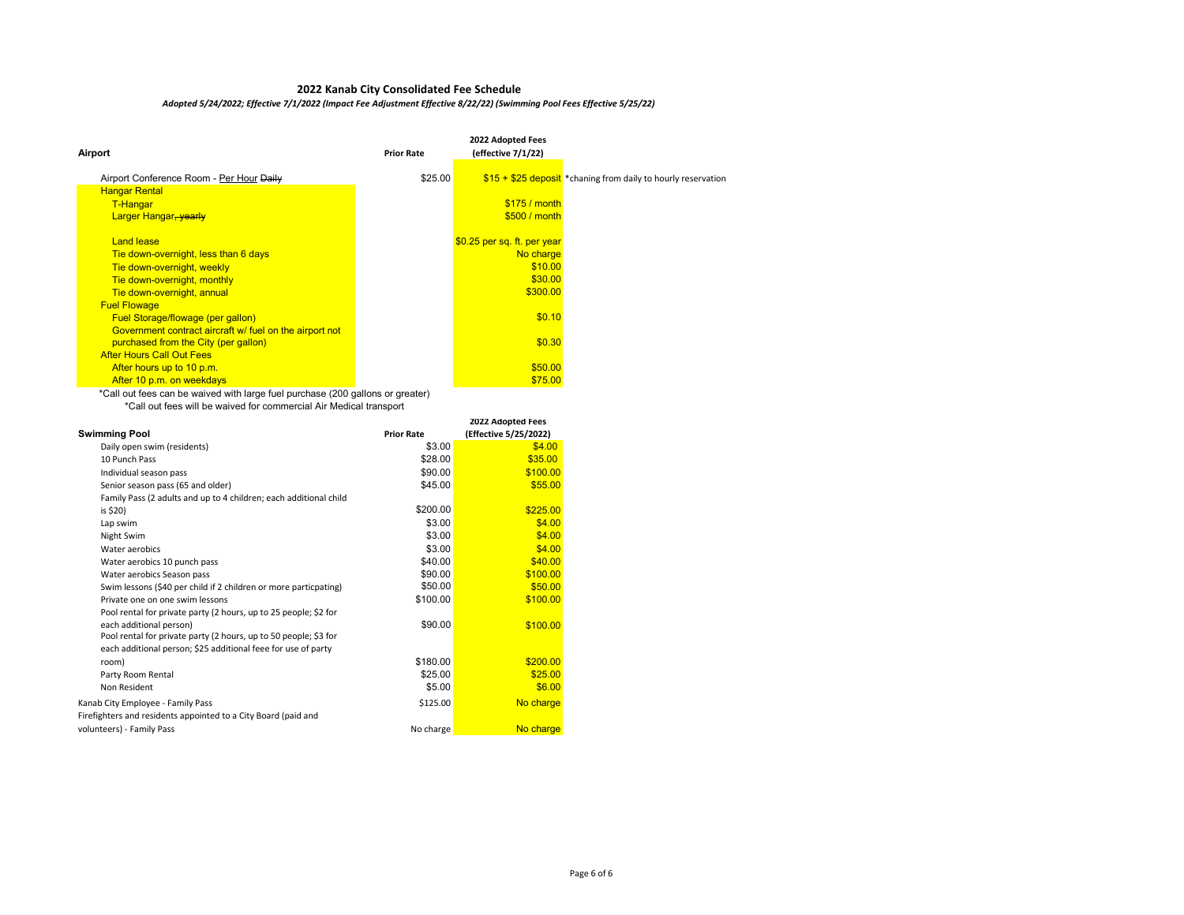# 2022 Kanab City Consolidated Fee Schedule

*Adopted 5/24/2022; Effective 7/1/2022 (Impact Fee Adjustment Effective 8/22/22) (Swimming Pool Fees Effective 5/25/22)*

| Airport | Prior Rate | 2022 Adopted Fees (effective 7/1/22) | |
|---|---|---|---|
| Airport Conference Room - Per Hour ~~Daily~~ | $25.00 | $15 + $25 deposit | *chaning from daily to hourly reservation |
| Hangar Rental | | | |
| T-Hangar | | $175 / month | |
| Larger Hangar~~, yearly~~ | | $500 / month | |
| Land lease | | $0.25 per sq. ft. per year | |
| Tie down-overnight, less than 6 days | | No charge | |
| Tie down-overnight, weekly | | $10.00 | |
| Tie down-overnight, monthly | | $30.00 | |
| Tie down-overnight, annual | | $300.00 | |
| Fuel Flowage | | | |
| Fuel Storage/flowage (per gallon) | | $0.10 | |
| Government contract aircraft w/ fuel on the airport not purchased from the City (per gallon) | | $0.30 | |
| After Hours Call Out Fees | | | |
| After hours up to 10 p.m. | | $50.00 | |
| After 10 p.m. on weekdays | | $75.00 | |

*Call out fees can be waived with large fuel purchase (200 gallons or greater)

*Call out fees will be waived for commercial Air Medical transport

| Swimming Pool | Prior Rate | 2022 Adopted Fees (Effective 5/25/2022) |
|---|---|---|
| Daily open swim (residents) | $3.00 | $4.00 |
| 10 Punch Pass | $28.00 | $35.00 |
| Individual season pass | $90.00 | $100.00 |
| Senior season pass (65 and older) | $45.00 | $55.00 |
| Family Pass (2 adults and up to 4 children; each additional child is $20) | $200.00 | $225.00 |
| Lap swim | $3.00 | $4.00 |
| Night Swim | $3.00 | $4.00 |
| Water aerobics | $3.00 | $4.00 |
| Water aerobics 10 punch pass | $40.00 | $40.00 |
| Water aerobics Season pass | $90.00 | $100.00 |
| Swim lessons ($40 per child if 2 children or more particpating) | $50.00 | $50.00 |
| Private one on one swim lessons | $100.00 | $100.00 |
| Pool rental for private party (2 hours, up to 25 people; $2 for each additional person) | $90.00 | $100.00 |
| Pool rental for private party (2 hours, up to 50 people; $3 for each additional person; $25 additional feee for use of party room) | $180.00 | $200.00 |
| Party Room Rental | $25.00 | $25.00 |
| Non Resident | $5.00 | $6.00 |
| Kanab City Employee - Family Pass | $125.00 | No charge |
| Firefighters and residents appointed to a City Board (paid and volunteers) - Family Pass | No charge | No charge |